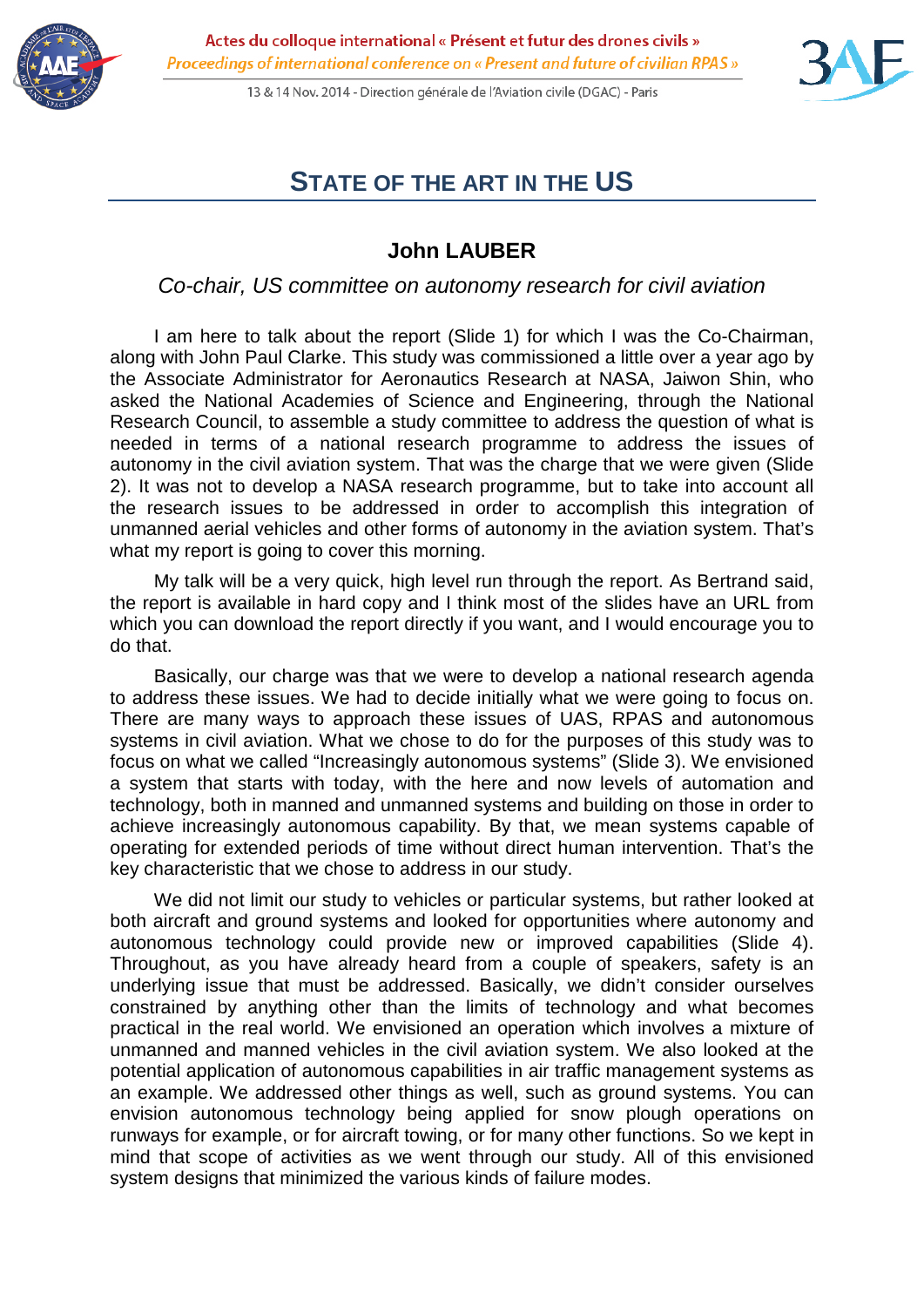# STATE OF THE ART IN THE US

## John LAUBER

*Co-chair, US committee on autonomy research for civil aviation*

I am here to talk about the report (Slide 1) for which I was the Co-Chairman, along with John Paul Clarke. This study was commissioned a little over a year ago by the Associate Administrator for Aeronautics Research at NASA, Jaiwon Shin, who asked the National Academies of Science and Engineering, through the National Research Council, to assemble a study committee to address the question of what is needed in terms of a national research programme to address the issues of autonomy in the civil aviation system. That was the charge that we were given (Slide 2). It was not to develop a NASA research programme, but to take into account all the research issues to be addressed in order to accomplish this integration of unmanned aerial vehicles and other forms of autonomy in the aviation system. That's what my report is going to cover this morning.

My talk will be a very quick, high level run through the report. As Bertrand said, the report is available in hard copy and I think most of the slides have an URL from which you can download the report directly if you want, and I would encourage you to do that.

Basically, our charge was that we were to develop a national research agenda to address these issues. We had to decide initially what we were going to focus on. There are many ways to approach these issues of UAS, RPAS and autonomous systems in civil aviation. What we chose to do for the purposes of this study was to focus on what we called "Increasingly autonomous systems" (Slide 3). We envisioned a system that starts with today, with the here and now levels of automation and technology, both in manned and unmanned systems and building on those in order to achieve increasingly autonomous capability. By that, we mean systems capable of operating for extended periods of time without direct human intervention. That's the key characteristic that we chose to address in our study.

We did not limit our study to vehicles or particular systems, but rather looked at both aircraft and ground systems and looked for opportunities where autonomy and autonomous technology could provide new or improved capabilities (Slide 4). Throughout, as you have already heard from a couple of speakers, safety is an underlying issue that must be addressed. Basically, we didn't consider ourselves constrained by anything other than the limits of technology and what becomes practical in the real world. We envisioned an operation which involves a mixture of unmanned and manned vehicles in the civil aviation system. We also looked at the potential application of autonomous capabilities in air traffic management systems as an example. We addressed other things as well, such as ground systems. You can envision autonomous technology being applied for snow plough operations on runways for example, or for aircraft towing, or for many other functions. So we kept in mind that scope of activities as we went through our study. All of this envisioned system designs that minimized the various kinds of failure modes.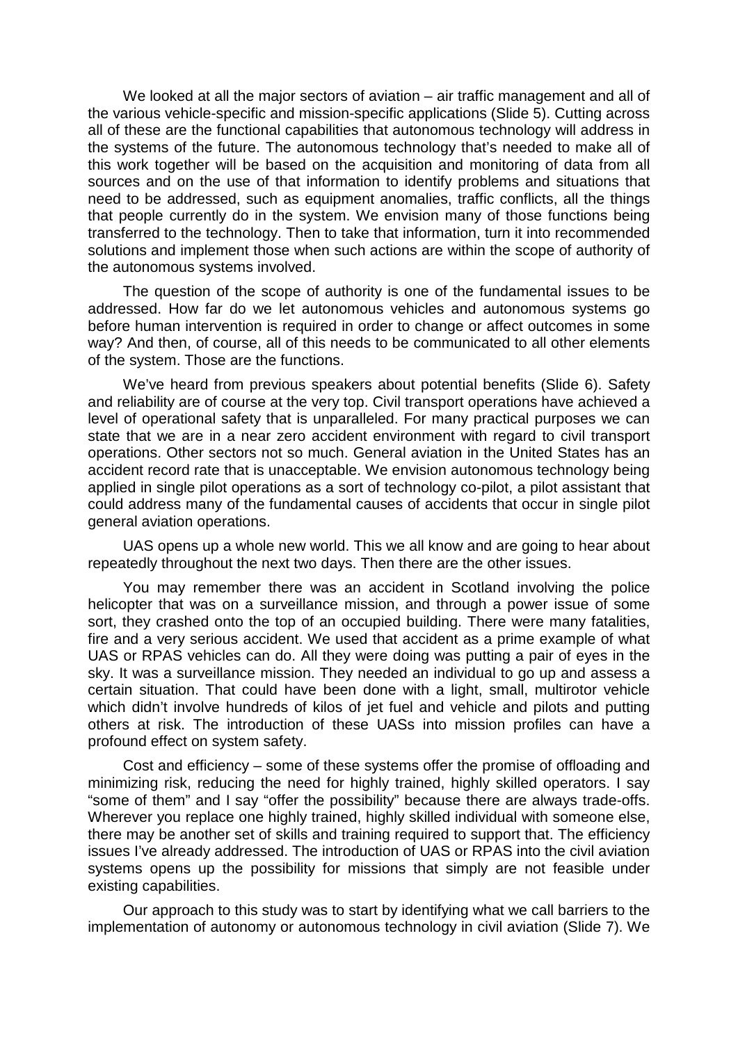We looked at all the major sectors of aviation – air traffic management and all of the various vehicle-specific and mission-specific applications (Slide 5). Cutting across all of these are the functional capabilities that autonomous technology will address in the systems of the future. The autonomous technology that's needed to make all of this work together will be based on the acquisition and monitoring of data from all sources and on the use of that information to identify problems and situations that need to be addressed, such as equipment anomalies, traffic conflicts, all the things that people currently do in the system. We envision many of those functions being transferred to the technology. Then to take that information, turn it into recommended solutions and implement those when such actions are within the scope of authority of the autonomous systems involved.

The question of the scope of authority is one of the fundamental issues to be addressed. How far do we let autonomous vehicles and autonomous systems go before human intervention is required in order to change or affect outcomes in some way? And then, of course, all of this needs to be communicated to all other elements of the system. Those are the functions.

We've heard from previous speakers about potential benefits (Slide 6). Safety and reliability are of course at the very top. Civil transport operations have achieved a level of operational safety that is unparalleled. For many practical purposes we can state that we are in a near zero accident environment with regard to civil transport operations. Other sectors not so much. General aviation in the United States has an accident record rate that is unacceptable. We envision autonomous technology being applied in single pilot operations as a sort of technology co-pilot, a pilot assistant that could address many of the fundamental causes of accidents that occur in single pilot general aviation operations.

UAS opens up a whole new world. This we all know and are going to hear about repeatedly throughout the next two days. Then there are the other issues.

You may remember there was an accident in Scotland involving the police helicopter that was on a surveillance mission, and through a power issue of some sort, they crashed onto the top of an occupied building. There were many fatalities, fire and a very serious accident. We used that accident as a prime example of what UAS or RPAS vehicles can do. All they were doing was putting a pair of eyes in the sky. It was a surveillance mission. They needed an individual to go up and assess a certain situation. That could have been done with a light, small, multirotor vehicle which didn't involve hundreds of kilos of jet fuel and vehicle and pilots and putting others at risk. The introduction of these UASs into mission profiles can have a profound effect on system safety.

Cost and efficiency – some of these systems offer the promise of offloading and minimizing risk, reducing the need for highly trained, highly skilled operators. I say "some of them" and I say "offer the possibility" because there are always trade-offs. Wherever you replace one highly trained, highly skilled individual with someone else, there may be another set of skills and training required to support that. The efficiency issues I've already addressed. The introduction of UAS or RPAS into the civil aviation systems opens up the possibility for missions that simply are not feasible under existing capabilities.

Our approach to this study was to start by identifying what we call barriers to the implementation of autonomy or autonomous technology in civil aviation (Slide 7). We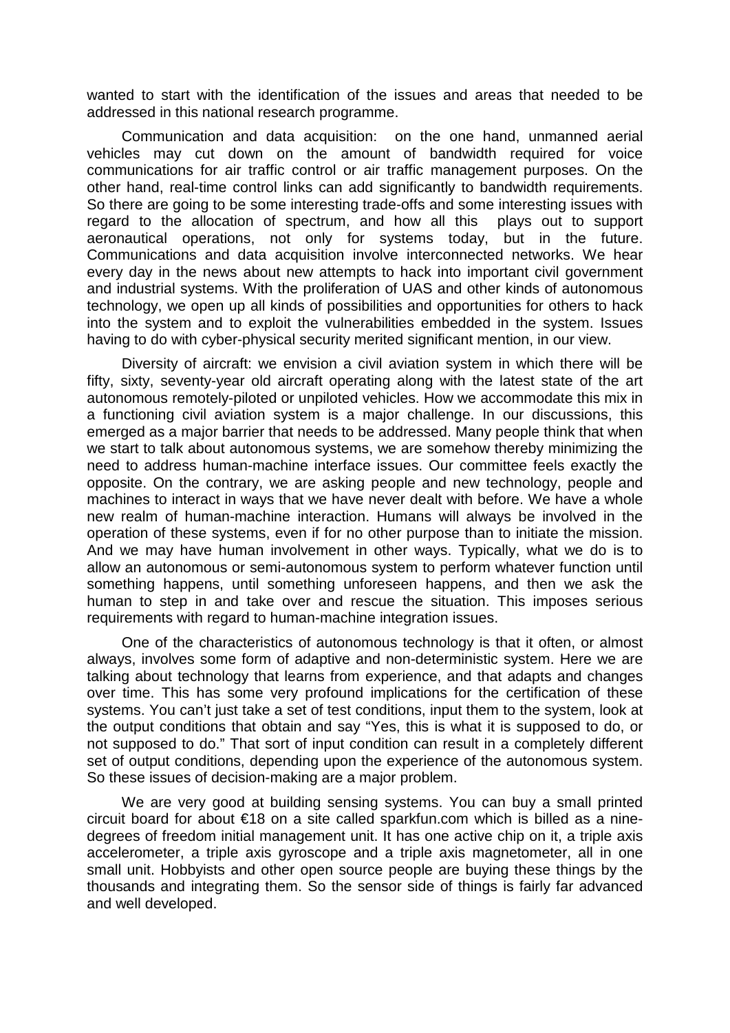wanted to start with the identification of the issues and areas that needed to be addressed in this national research programme.

Communication and data acquisition: on the one hand, unmanned aerial vehicles may cut down on the amount of bandwidth required for voice communications for air traffic control or air traffic management purposes. On the other hand, real-time control links can add significantly to bandwidth requirements. So there are going to be some interesting trade-offs and some interesting issues with regard to the allocation of spectrum, and how all this plays out to support aeronautical operations, not only for systems today, but in the future. Communications and data acquisition involve interconnected networks. We hear every day in the news about new attempts to hack into important civil government and industrial systems. With the proliferation of UAS and other kinds of autonomous technology, we open up all kinds of possibilities and opportunities for others to hack into the system and to exploit the vulnerabilities embedded in the system. Issues having to do with cyber-physical security merited significant mention, in our view.

Diversity of aircraft: we envision a civil aviation system in which there will be fifty, sixty, seventy-year old aircraft operating along with the latest state of the art autonomous remotely-piloted or unpiloted vehicles. How we accommodate this mix in a functioning civil aviation system is a major challenge. In our discussions, this emerged as a major barrier that needs to be addressed. Many people think that when we start to talk about autonomous systems, we are somehow thereby minimizing the need to address human-machine interface issues. Our committee feels exactly the opposite. On the contrary, we are asking people and new technology, people and machines to interact in ways that we have never dealt with before. We have a whole new realm of human-machine interaction. Humans will always be involved in the operation of these systems, even if for no other purpose than to initiate the mission. And we may have human involvement in other ways. Typically, what we do is to allow an autonomous or semi-autonomous system to perform whatever function until something happens, until something unforeseen happens, and then we ask the human to step in and take over and rescue the situation. This imposes serious requirements with regard to human-machine integration issues.

One of the characteristics of autonomous technology is that it often, or almost always, involves some form of adaptive and non-deterministic system. Here we are talking about technology that learns from experience, and that adapts and changes over time. This has some very profound implications for the certification of these systems. You can't just take a set of test conditions, input them to the system, look at the output conditions that obtain and say "Yes, this is what it is supposed to do, or not supposed to do." That sort of input condition can result in a completely different set of output conditions, depending upon the experience of the autonomous system. So these issues of decision-making are a major problem.

We are very good at building sensing systems. You can buy a small printed circuit board for about €18 on a site called sparkfun.com which is billed as a nine-degrees of freedom initial management unit. It has one active chip on it, a triple axis accelerometer, a triple axis gyroscope and a triple axis magnetometer, all in one small unit. Hobbyists and other open source people are buying these things by the thousands and integrating them. So the sensor side of things is fairly far advanced and well developed.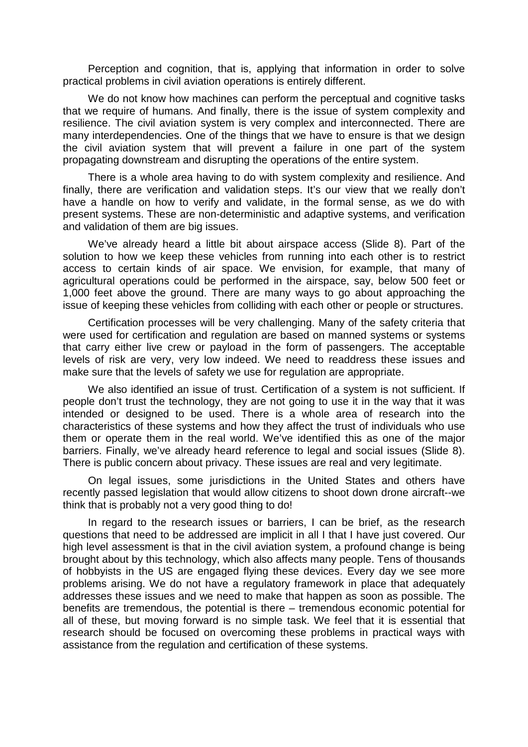Perception and cognition, that is, applying that information in order to solve practical problems in civil aviation operations is entirely different.

We do not know how machines can perform the perceptual and cognitive tasks that we require of humans. And finally, there is the issue of system complexity and resilience. The civil aviation system is very complex and interconnected. There are many interdependencies. One of the things that we have to ensure is that we design the civil aviation system that will prevent a failure in one part of the system propagating downstream and disrupting the operations of the entire system.

There is a whole area having to do with system complexity and resilience. And finally, there are verification and validation steps. It's our view that we really don't have a handle on how to verify and validate, in the formal sense, as we do with present systems. These are non-deterministic and adaptive systems, and verification and validation of them are big issues.

We've already heard a little bit about airspace access (Slide 8). Part of the solution to how we keep these vehicles from running into each other is to restrict access to certain kinds of air space. We envision, for example, that many of agricultural operations could be performed in the airspace, say, below 500 feet or 1,000 feet above the ground. There are many ways to go about approaching the issue of keeping these vehicles from colliding with each other or people or structures.

Certification processes will be very challenging. Many of the safety criteria that were used for certification and regulation are based on manned systems or systems that carry either live crew or payload in the form of passengers. The acceptable levels of risk are very, very low indeed. We need to readdress these issues and make sure that the levels of safety we use for regulation are appropriate.

We also identified an issue of trust. Certification of a system is not sufficient. If people don't trust the technology, they are not going to use it in the way that it was intended or designed to be used. There is a whole area of research into the characteristics of these systems and how they affect the trust of individuals who use them or operate them in the real world. We've identified this as one of the major barriers. Finally, we've already heard reference to legal and social issues (Slide 8). There is public concern about privacy. These issues are real and very legitimate.

On legal issues, some jurisdictions in the United States and others have recently passed legislation that would allow citizens to shoot down drone aircraft--we think that is probably not a very good thing to do!

In regard to the research issues or barriers, I can be brief, as the research questions that need to be addressed are implicit in all I that I have just covered. Our high level assessment is that in the civil aviation system, a profound change is being brought about by this technology, which also affects many people. Tens of thousands of hobbyists in the US are engaged flying these devices. Every day we see more problems arising. We do not have a regulatory framework in place that adequately addresses these issues and we need to make that happen as soon as possible. The benefits are tremendous, the potential is there – tremendous economic potential for all of these, but moving forward is no simple task. We feel that it is essential that research should be focused on overcoming these problems in practical ways with assistance from the regulation and certification of these systems.